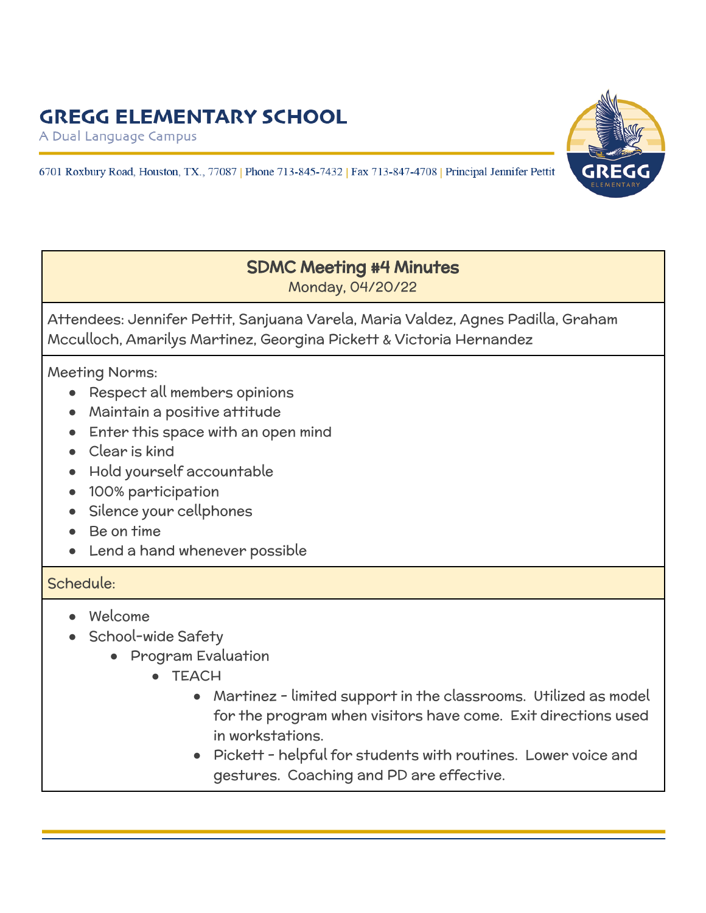# GREGG ELEMENTARY SCHOOL

A Dual Language Campus

6701 Roxbury Road, Houston, TX., 77087 | Phone 713-845-7432 | Fax 713-847-4708 | Principal Jennifer Pettit

## SDMC Meeting #4 Minutes

Monday, 04/20/22

Attendees: Jennifer Pettit, Sanjuana Varela, Maria Valdez, Agnes Padilla, Graham Mcculloch, Amarilys Martinez, Georgina Pickett & Victoria Hernandez

Meeting Norms:

- Respect all members opinions
- Maintain a positive attitude
- Enter this space with an open mind
- Clear is kind
- Hold yourself accountable
- 100% participation
- Silence your cellphones
- Be on time
- Lend a hand whenever possible

Schedule:

- Welcome
- School-wide Safety
    - Program Evaluation
        - TEACH
            - Martinez - limited support in the classrooms. Utilized as model for the program when visitors have come. Exit directions used in workstations.
            - Pickett - helpful for students with routines. Lower voice and gestures. Coaching and PD are effective.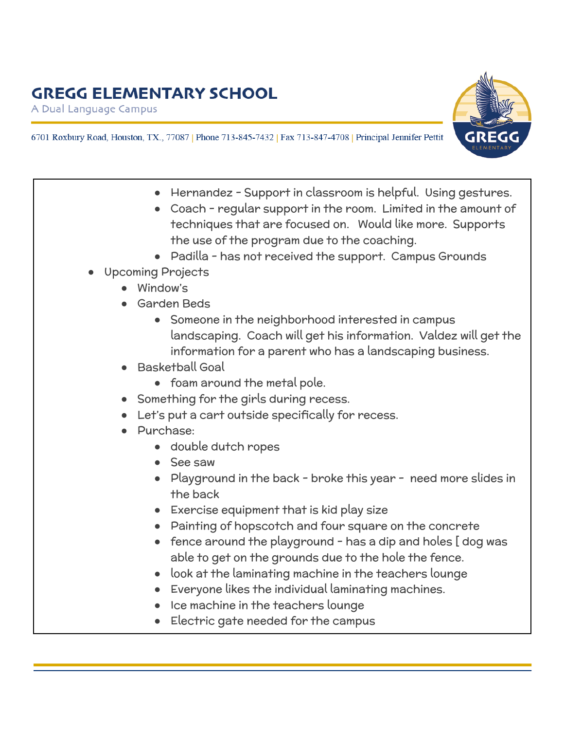- Hernandez - Support in classroom is helpful. Using gestures.
- Coach - regular support in the room. Limited in the amount of techniques that are focused on. Would like more. Supports the use of the program due to the coaching.
- Padilla - has not received the support. Campus Grounds

- Upcoming Projects
  - Window's
  - Garden Beds
    - Someone in the neighborhood interested in campus landscaping. Coach will get his information. Valdez will get the information for a parent who has a landscaping business.
  - Basketball Goal
    - foam around the metal pole.
  - Something for the girls during recess.
  - Let's put a cart outside specifically for recess.
  - Purchase:
    - double dutch ropes
    - See saw
    - Playground in the back - broke this year - need more slides in the back
    - Exercise equipment that is kid play size
    - Painting of hopscotch and four square on the concrete
    - fence around the playground - has a dip and holes [ dog was able to get on the grounds due to the hole the fence.
    - look at the laminating machine in the teachers lounge
    - Everyone likes the individual laminating machines.
    - Ice machine in the teachers lounge
    - Electric gate needed for the campus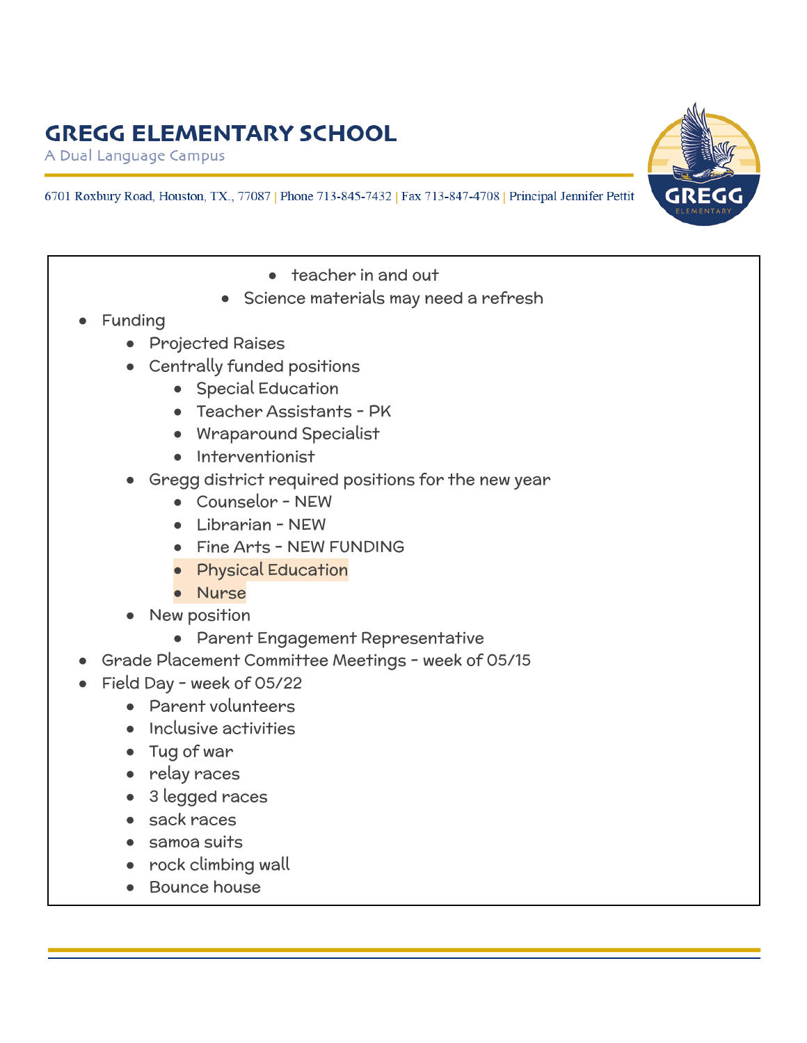- teacher in and out
- Science materials may need a refresh
- Funding
  - Projected Raises
  - Centrally funded positions
    - Special Education
    - Teacher Assistants - PK
    - Wraparound Specialist
    - Interventionist
  - Gregg district required positions for the new year
    - Counselor - NEW
    - Librarian - NEW
    - Fine Arts - NEW FUNDING
    - Physical Education
    - Nurse
  - New position
    - Parent Engagement Representative
- Grade Placement Committee Meetings - week of 05/15
- Field Day - week of 05/22
  - Parent volunteers
  - Inclusive activities
  - Tug of war
  - relay races
  - 3 legged races
  - sack races
  - samoa suits
  - rock climbing wall
  - Bounce house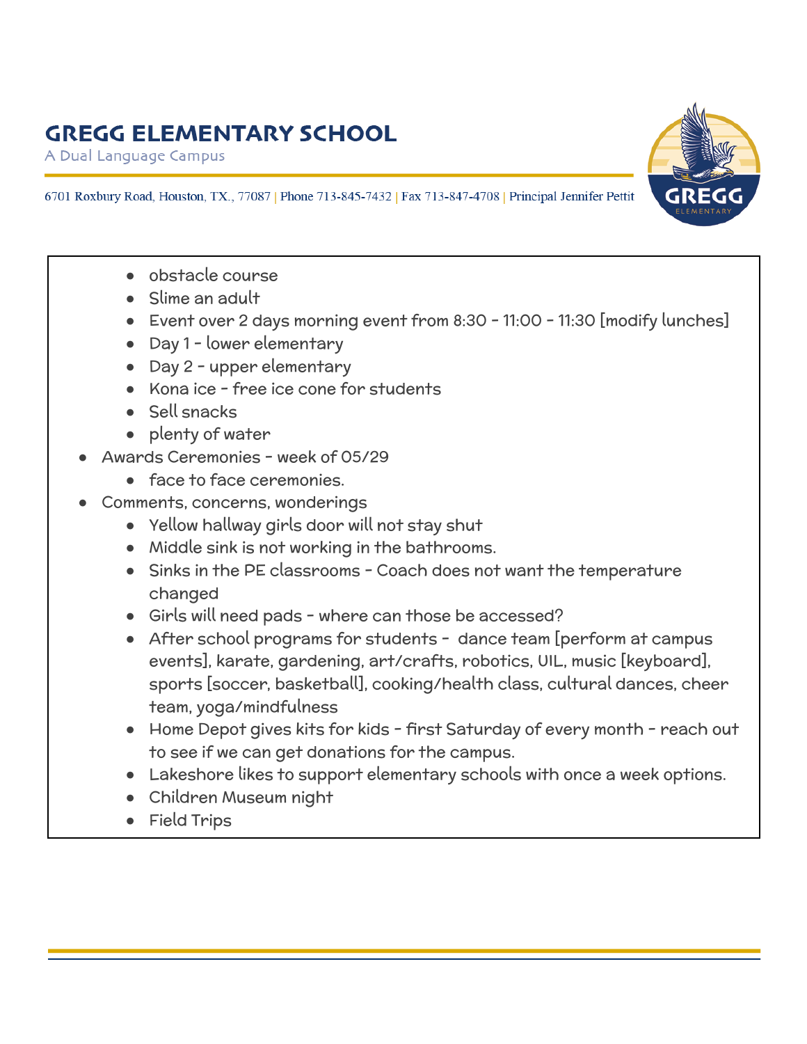# GREGG ELEMENTARY SCHOOL

A Dual Language Campus

6701 Roxbury Road, Houston, TX., 77087 | Phone 713-845-7432 | Fax 713-847-4708 | Principal Jennifer Pettit

  - obstacle course
  - Slime an adult
  - Event over 2 days morning event from 8:30 - 11:00 - 11:30 [modify lunches]
  - Day 1 - lower elementary
  - Day 2 - upper elementary
  - Kona ice - free ice cone for students
  - Sell snacks
  - plenty of water
- Awards Ceremonies - week of 05/29
  - face to face ceremonies.
- Comments, concerns, wonderings
  - Yellow hallway girls door will not stay shut
  - Middle sink is not working in the bathrooms.
  - Sinks in the PE classrooms - Coach does not want the temperature changed
  - Girls will need pads - where can those be accessed?
  - After school programs for students - dance team [perform at campus events], karate, gardening, art/crafts, robotics, UIL, music [keyboard], sports [soccer, basketball], cooking/health class, cultural dances, cheer team, yoga/mindfulness
  - Home Depot gives kits for kids - first Saturday of every month - reach out to see if we can get donations for the campus.
  - Lakeshore likes to support elementary schools with once a week options.
  - Children Museum night
  - Field Trips